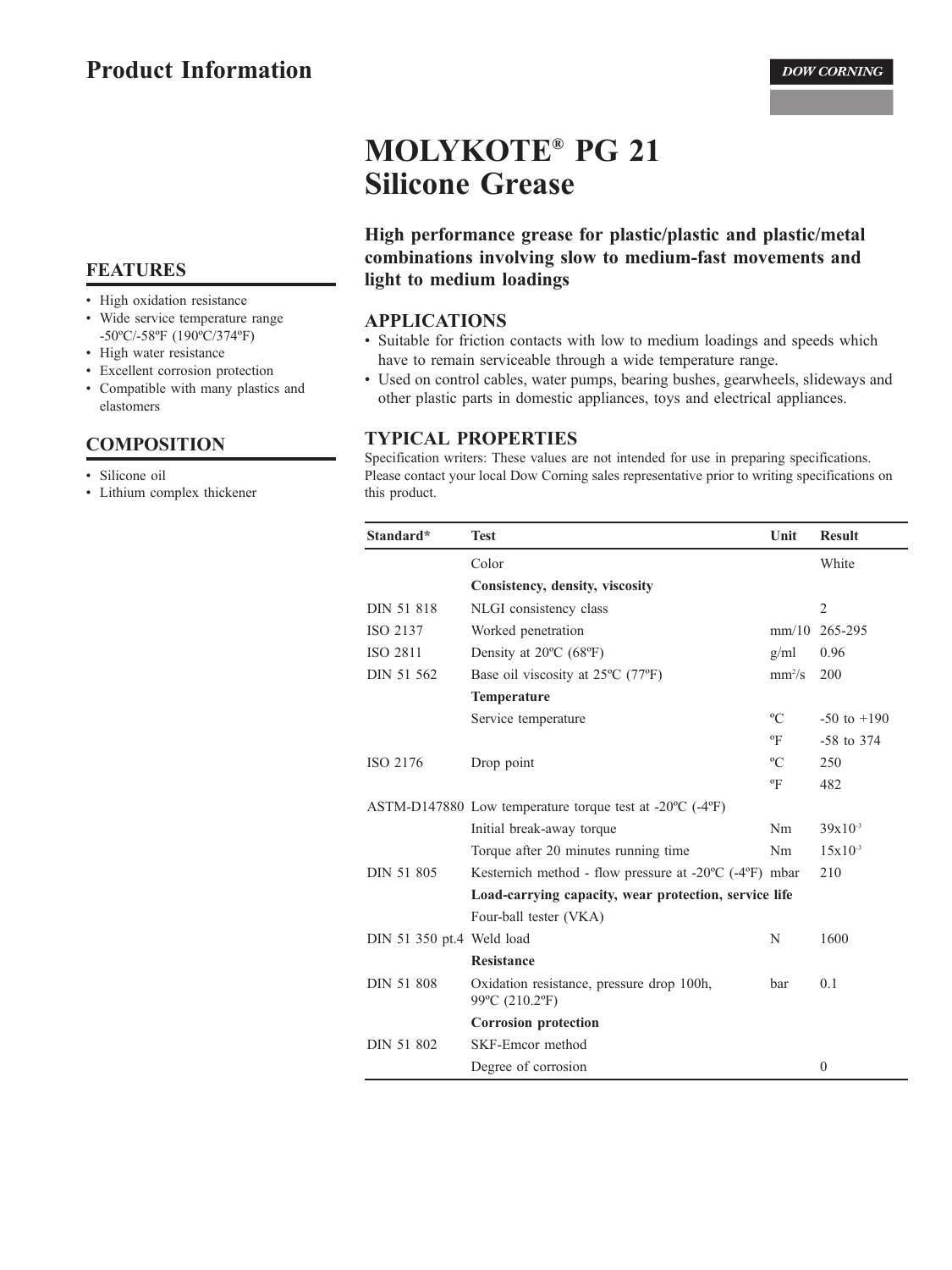# Product Information

DOW CORNING

# MOLYKOTE® PG 21 Silicone Grease

**High performance grease for plastic/plastic and plastic/metal combinations involving slow to medium-fast movements and light to medium loadings**

## FEATURES

- High oxidation resistance
- Wide service temperature range -50ºC/-58ºF (190ºC/374ºF)
- High water resistance
- Excellent corrosion protection
- Compatible with many plastics and elastomers

## COMPOSITION

- Silicone oil
- Lithium complex thickener

## APPLICATIONS

- Suitable for friction contacts with low to medium loadings and speeds which have to remain serviceable through a wide temperature range.
- Used on control cables, water pumps, bearing bushes, gearwheels, slideways and other plastic parts in domestic appliances, toys and electrical appliances.

## TYPICAL PROPERTIES

Specification writers: These values are not intended for use in preparing specifications. Please contact your local Dow Corning sales representative prior to writing specifications on this product.

| Standard* | Test | Unit | Result |
|---|---|---|---|
| | Color | | White |
| | **Consistency, density, viscosity** | | |
| DIN 51 818 | NLGI consistency class | | 2 |
| ISO 2137 | Worked penetration | mm/10 | 265-295 |
| ISO 2811 | Density at 20ºC (68ºF) | g/ml | 0.96 |
| DIN 51 562 | Base oil viscosity at 25ºC (77ºF) | $mm^2/s$ | 200 |
| | **Temperature** | | |
| | Service temperature | ºC | -50 to +190 |
| | | ºF | -58 to 374 |
| ISO 2176 | Drop point | ºC | 250 |
| | | ºF | 482 |
| ASTM-D147880 | Low temperature torque test at -20ºC (-4ºF) | | |
| | Initial break-away torque | Nm | $39x10^{-3}$ |
| | Torque after 20 minutes running time | Nm | $15x10^{-3}$ |
| DIN 51 805 | Kesternich method - flow pressure at -20ºC (-4ºF) | mbar | 210 |
| | **Load-carrying capacity, wear protection, service life** | | |
| | Four-ball tester (VKA) | | |
| DIN 51 350 pt.4 | Weld load | N | 1600 |
| | **Resistance** | | |
| DIN 51 808 | Oxidation resistance, pressure drop 100h, 99ºC (210.2ºF) | bar | 0.1 |
| | **Corrosion protection** | | |
| DIN 51 802 | SKF-Emcor method | | |
| | Degree of corrosion | | 0 |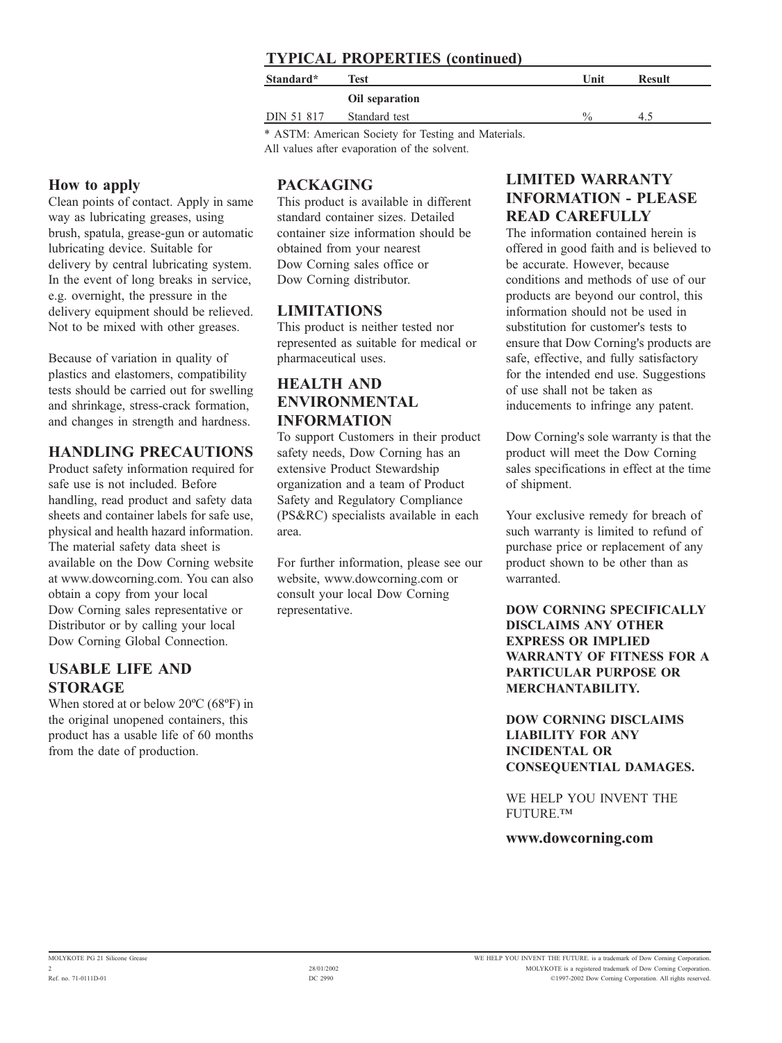## TYPICAL PROPERTIES (continued)

| Standard* | Test | Unit | Result |
|---|---|---|---|
| | **Oil separation** | | |
| DIN 51 817 | Standard test | % | 4.5 |

* ASTM: American Society for Testing and Materials.
All values after evaporation of the solvent.

### How to apply

Clean points of contact. Apply in same way as lubricating greases, using brush, spatula, grease-gun or automatic lubricating device. Suitable for delivery by central lubricating system. In the event of long breaks in service, e.g. overnight, the pressure in the delivery equipment should be relieved. Not to be mixed with other greases.

Because of variation in quality of plastics and elastomers, compatibility tests should be carried out for swelling and shrinkage, stress-crack formation, and changes in strength and hardness.

## HANDLING PRECAUTIONS

Product safety information required for safe use is not included. Before handling, read product and safety data sheets and container labels for safe use, physical and health hazard information. The material safety data sheet is available on the Dow Corning website at www.dowcorning.com. You can also obtain a copy from your local Dow Corning sales representative or Distributor or by calling your local Dow Corning Global Connection.

## USABLE LIFE AND STORAGE

When stored at or below 20ºC (68ºF) in the original unopened containers, this product has a usable life of 60 months from the date of production.

## PACKAGING

This product is available in different standard container sizes. Detailed container size information should be obtained from your nearest Dow Corning sales office or Dow Corning distributor.

## LIMITATIONS

This product is neither tested nor represented as suitable for medical or pharmaceutical uses.

## HEALTH AND ENVIRONMENTAL INFORMATION

To support Customers in their product safety needs, Dow Corning has an extensive Product Stewardship organization and a team of Product Safety and Regulatory Compliance (PS&RC) specialists available in each area.

For further information, please see our website, www.dowcorning.com or consult your local Dow Corning representative.

## LIMITED WARRANTY INFORMATION - PLEASE READ CAREFULLY

The information contained herein is offered in good faith and is believed to be accurate. However, because conditions and methods of use of our products are beyond our control, this information should not be used in substitution for customer's tests to ensure that Dow Corning's products are safe, effective, and fully satisfactory for the intended end use. Suggestions of use shall not be taken as inducements to infringe any patent.

Dow Corning's sole warranty is that the product will meet the Dow Corning sales specifications in effect at the time of shipment.

Your exclusive remedy for breach of such warranty is limited to refund of purchase price or replacement of any product shown to be other than as warranted.

**DOW CORNING SPECIFICALLY DISCLAIMS ANY OTHER EXPRESS OR IMPLIED WARRANTY OF FITNESS FOR A PARTICULAR PURPOSE OR MERCHANTABILITY.**

**DOW CORNING DISCLAIMS LIABILITY FOR ANY INCIDENTAL OR CONSEQUENTIAL DAMAGES.**

WE HELP YOU INVENT THE FUTURE.™

**www.dowcorning.com**

MOLYKOTE PG 21 Silicone Grease
Ref. no. 71-0111D-01
28/01/2002
DC 2990
WE HELP YOU INVENT THE FUTURE. is a trademark of Dow Corning Corporation.
MOLYKOTE is a registered trademark of Dow Corning Corporation.
©1997-2002 Dow Corning Corporation. All rights reserved.